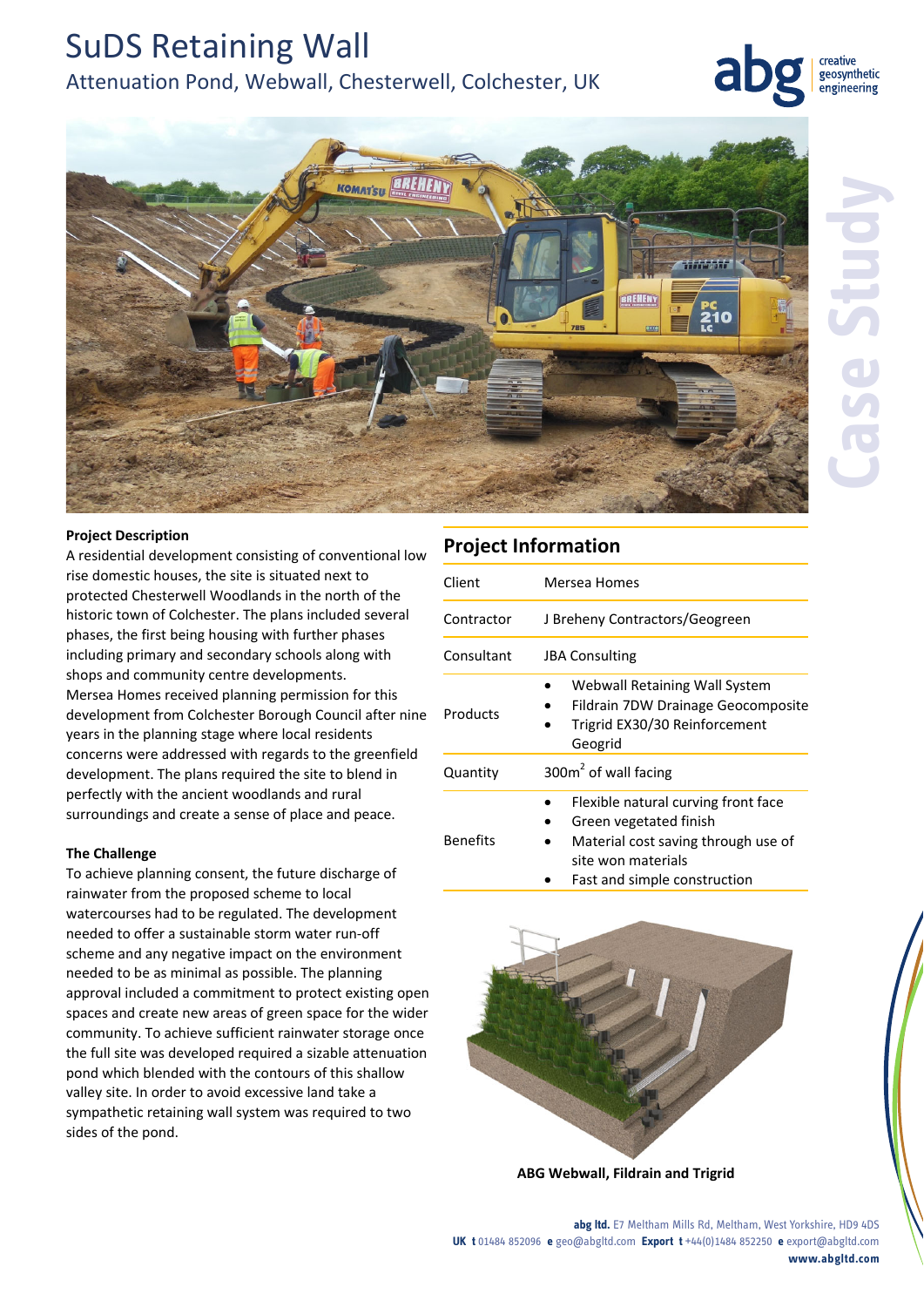# SuDS Retaining Wall

## Attenuation Pond, Webwall, Chesterwell, Colchester, UK

Case Study

### Project Description

A residential development consisting of conventional low rise domestic houses, the site is situated next to protected Chesterwell Woodlands in the north of the historic town of Colchester. The plans included several phases, the first being housing with further phases including primary and secondary schools along with shops and community centre developments.
Mersea Homes received planning permission for this development from Colchester Borough Council after nine years in the planning stage where local residents concerns were addressed with regards to the greenfield development. The plans required the site to blend in perfectly with the ancient woodlands and rural surroundings and create a sense of place and peace.

### The Challenge

To achieve planning consent, the future discharge of rainwater from the proposed scheme to local watercourses had to be regulated. The development needed to offer a sustainable storm water run-off scheme and any negative impact on the environment needed to be as minimal as possible. The planning approval included a commitment to protect existing open spaces and create new areas of green space for the wider community. To achieve sufficient rainwater storage once the full site was developed required a sizable attenuation pond which blended with the contours of this shallow valley site. In order to avoid excessive land take a sympathetic retaining wall system was required to two sides of the pond.

### Project Information

| | |
|---|---|
| Client | Mersea Homes |
| Contractor | J Breheny Contractors/Geogreen |
| Consultant | JBA Consulting |
| Products | • Webwall Retaining Wall System<br>• Fildrain 7DW Drainage Geocomposite<br>• Trigrid EX30/30 Reinforcement Geogrid |
| Quantity | 300m$^2$ of wall facing |
| Benefits | • Flexible natural curving front face<br>• Green vegetated finish<br>• Material cost saving through use of site won materials<br>• Fast and simple construction |

**ABG Webwall, Fildrain and Trigrid**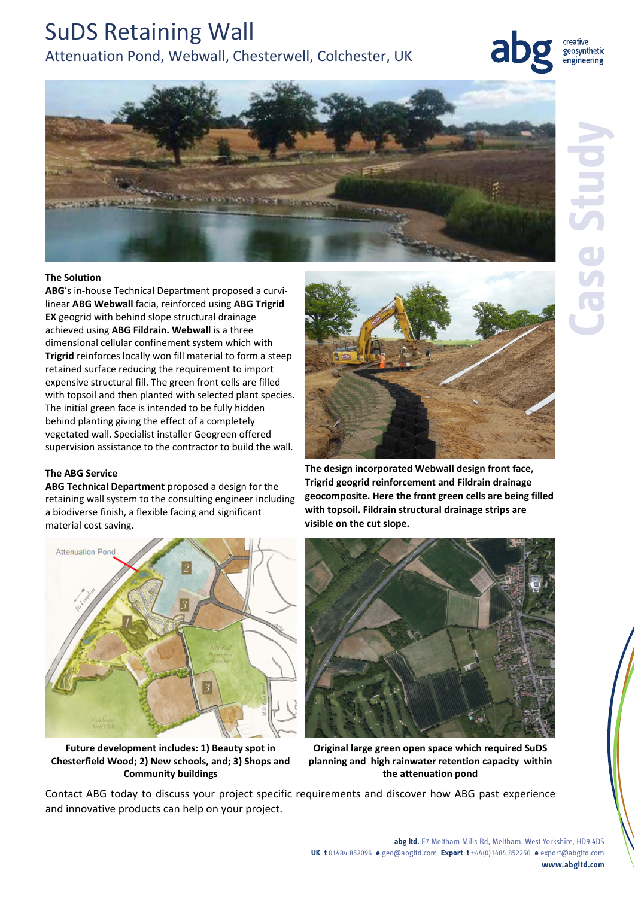# SuDS Retaining Wall

## Attenuation Pond, Webwall, Chesterwell, Colchester, UK

### The Solution

**ABG**'s in-house Technical Department proposed a curvi-linear **ABG Webwall** facia, reinforced using **ABG Trigrid EX** geogrid with behind slope structural drainage achieved using **ABG Fildrain. Webwall** is a three dimensional cellular confinement system which with **Trigrid** reinforces locally won fill material to form a steep retained surface reducing the requirement to import expensive structural fill. The green front cells are filled with topsoil and then planted with selected plant species. The initial green face is intended to be fully hidden behind planting giving the effect of a completely vegetated wall. Specialist installer Geogreen offered supervision assistance to the contractor to build the wall.

### The ABG Service

**ABG Technical Department** proposed a design for the retaining wall system to the consulting engineer including a biodiverse finish, a flexible facing and significant material cost saving.

**The design incorporated Webwall design front face, Trigrid geogrid reinforcement and Fildrain drainage geocomposite. Here the front green cells are being filled with topsoil. Fildrain structural drainage strips are visible on the cut slope.**

**Future development includes: 1) Beauty spot in Chesterfield Wood; 2) New schools, and; 3) Shops and Community buildings**

**Original large green open space which required SuDS planning and high rainwater retention capacity within the attenuation pond**

Contact ABG today to discuss your project specific requirements and discover how ABG past experience and innovative products can help on your project.

**abg ltd.** E7 Meltham Mills Rd, Meltham, West Yorkshire, HD9 4DS
**UK t** 01484 852096 **e** geo@abgltd.com **Export t** +44(0)1484 852250 **e** export@abgltd.com
**www.abgltd.com**